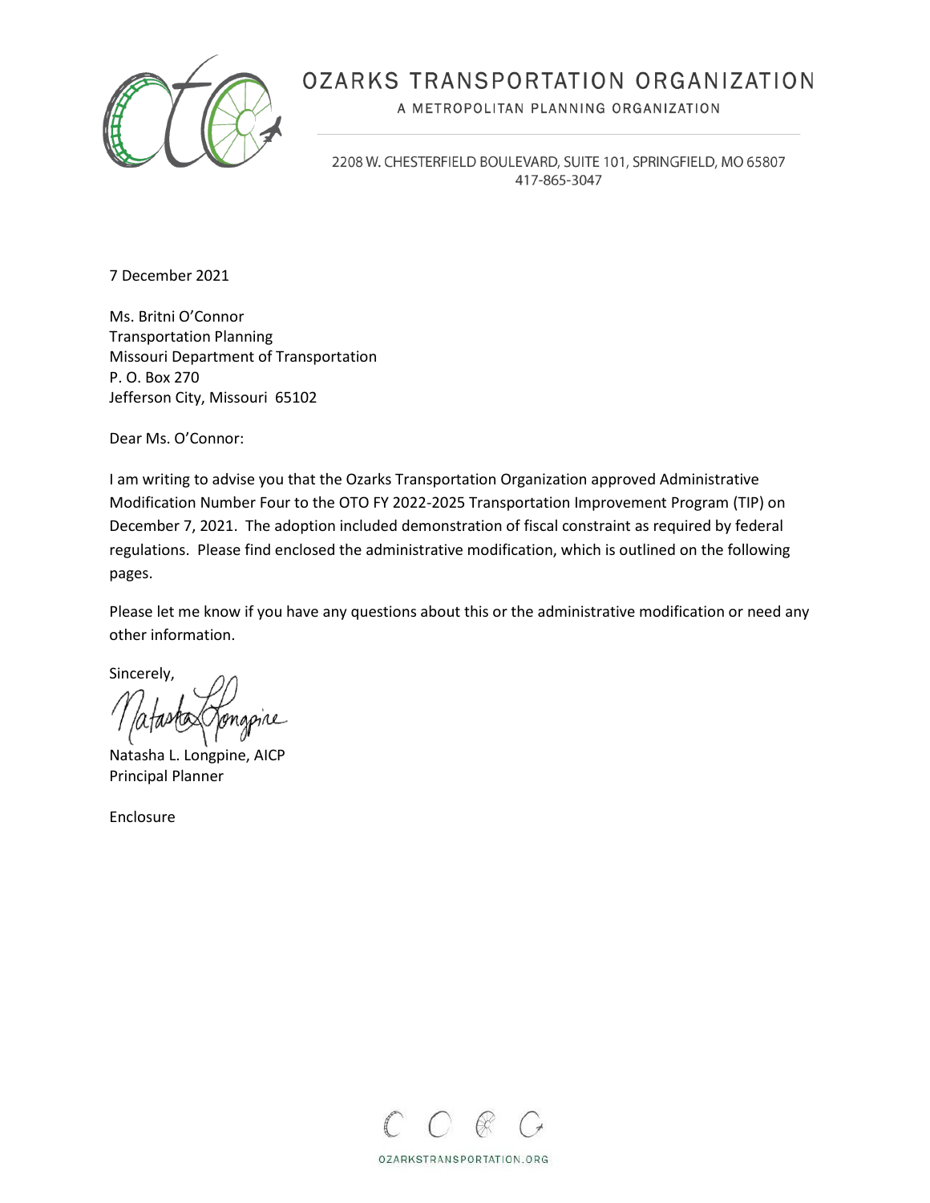# OZARKS TRANSPORTATION ORGANIZATION

A METROPOLITAN PLANNING ORGANIZATION

2208 W. CHESTERFIELD BOULEVARD, SUITE 101, SPRINGFIELD, MO 65807
417-865-3047

7 December 2021

Ms. Britni O'Connor
Transportation Planning
Missouri Department of Transportation
P. O. Box 270
Jefferson City, Missouri 65102

Dear Ms. O'Connor:

I am writing to advise you that the Ozarks Transportation Organization approved Administrative Modification Number Four to the OTO FY 2022-2025 Transportation Improvement Program (TIP) on December 7, 2021. The adoption included demonstration of fiscal constraint as required by federal regulations. Please find enclosed the administrative modification, which is outlined on the following pages.

Please let me know if you have any questions about this or the administrative modification or need any other information.

Sincerely,

Natasha L. Longpine, AICP
Principal Planner

Enclosure

OZARKSTRANSPORTATION.ORG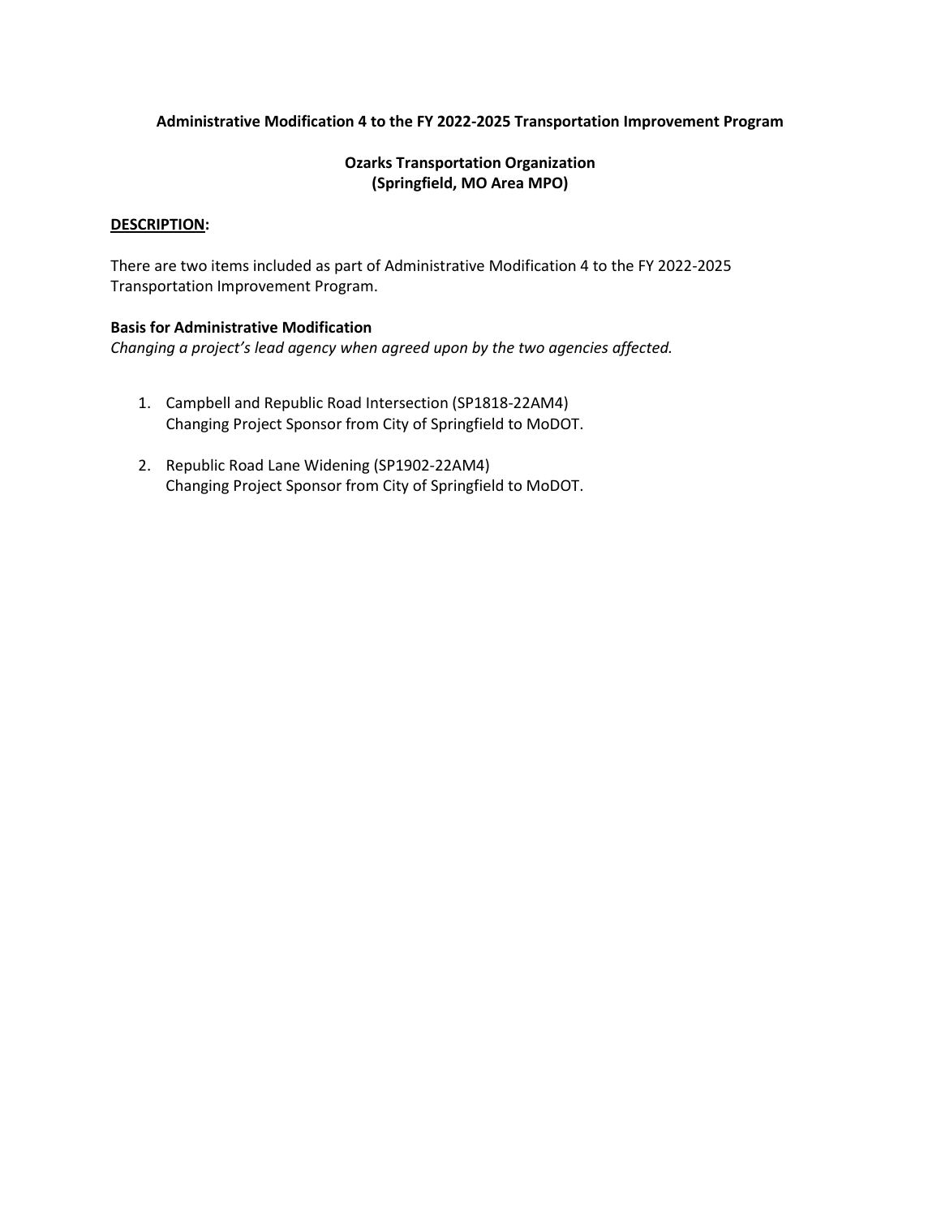**Administrative Modification 4 to the FY 2022-2025 Transportation Improvement Program**

**Ozarks Transportation Organization**
**(Springfield, MO Area MPO)**

**DESCRIPTION:**

There are two items included as part of Administrative Modification 4 to the FY 2022-2025 Transportation Improvement Program.

**Basis for Administrative Modification**

*Changing a project's lead agency when agreed upon by the two agencies affected.*

1. Campbell and Republic Road Intersection (SP1818-22AM4)
   Changing Project Sponsor from City of Springfield to MoDOT.

2. Republic Road Lane Widening (SP1902-22AM4)
   Changing Project Sponsor from City of Springfield to MoDOT.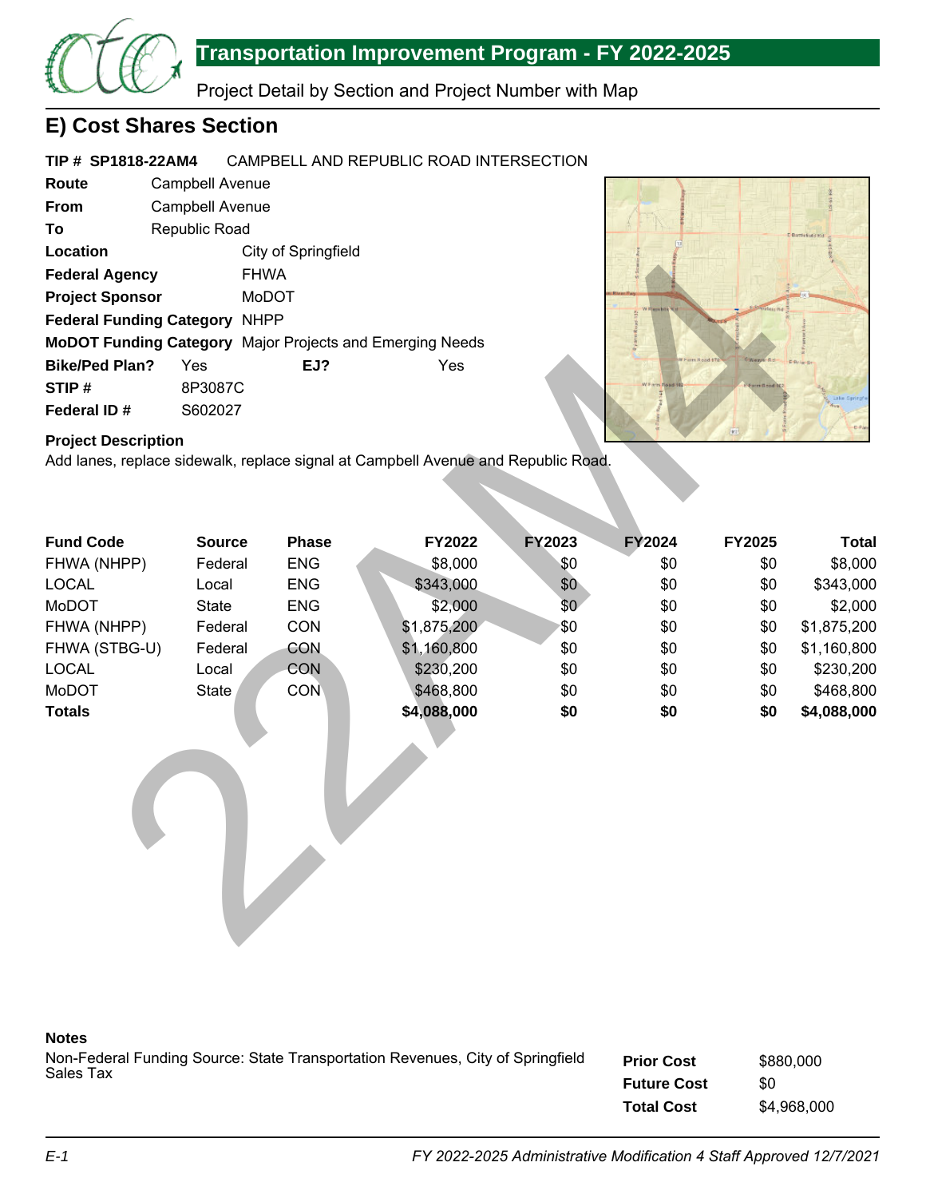# Transportation Improvement Program - FY 2022-2025

Project Detail by Section and Project Number with Map

## E) Cost Shares Section

**TIP # SP1818-22AM4** CAMPBELL AND REPUBLIC ROAD INTERSECTION

**Route** Campbell Avenue
**From** Campbell Avenue
**To** Republic Road
**Location** City of Springfield
**Federal Agency** FHWA
**Project Sponsor** MoDOT
**Federal Funding Category** NHPP
**MoDOT Funding Category** Major Projects and Emerging Needs
**Bike/Ped Plan?** Yes **EJ?** Yes
**STIP #** 8P3087C
**Federal ID #** S602027

**Project Description**

Add lanes, replace sidewalk, replace signal at Campbell Avenue and Republic Road.

| Fund Code | Source | Phase | FY2022 | FY2023 | FY2024 | FY2025 | Total |
|---|---|---|---|---|---|---|---|
| FHWA (NHPP) | Federal | ENG | $8,000 | $0 | $0 | $0 | $8,000 |
| LOCAL | Local | ENG | $343,000 | $0 | $0 | $0 | $343,000 |
| MoDOT | State | ENG | $2,000 | $0 | $0 | $0 | $2,000 |
| FHWA (NHPP) | Federal | CON | $1,875,200 | $0 | $0 | $0 | $1,875,200 |
| FHWA (STBG-U) | Federal | CON | $1,160,800 | $0 | $0 | $0 | $1,160,800 |
| LOCAL | Local | CON | $230,200 | $0 | $0 | $0 | $230,200 |
| MoDOT | State | CON | $468,800 | $0 | $0 | $0 | $468,800 |
| **Totals** | | | **$4,088,000** | **$0** | **$0** | **$0** | **$4,088,000** |

**Notes**

Non-Federal Funding Source: State Transportation Revenues, City of Springfield Sales Tax

| | |
|---|---|
| **Prior Cost** | $880,000 |
| **Future Cost** | $0 |
| **Total Cost** | $4,968,000 |

*FY 2022-2025 Administrative Modification 4 Staff Approved 12/7/2021*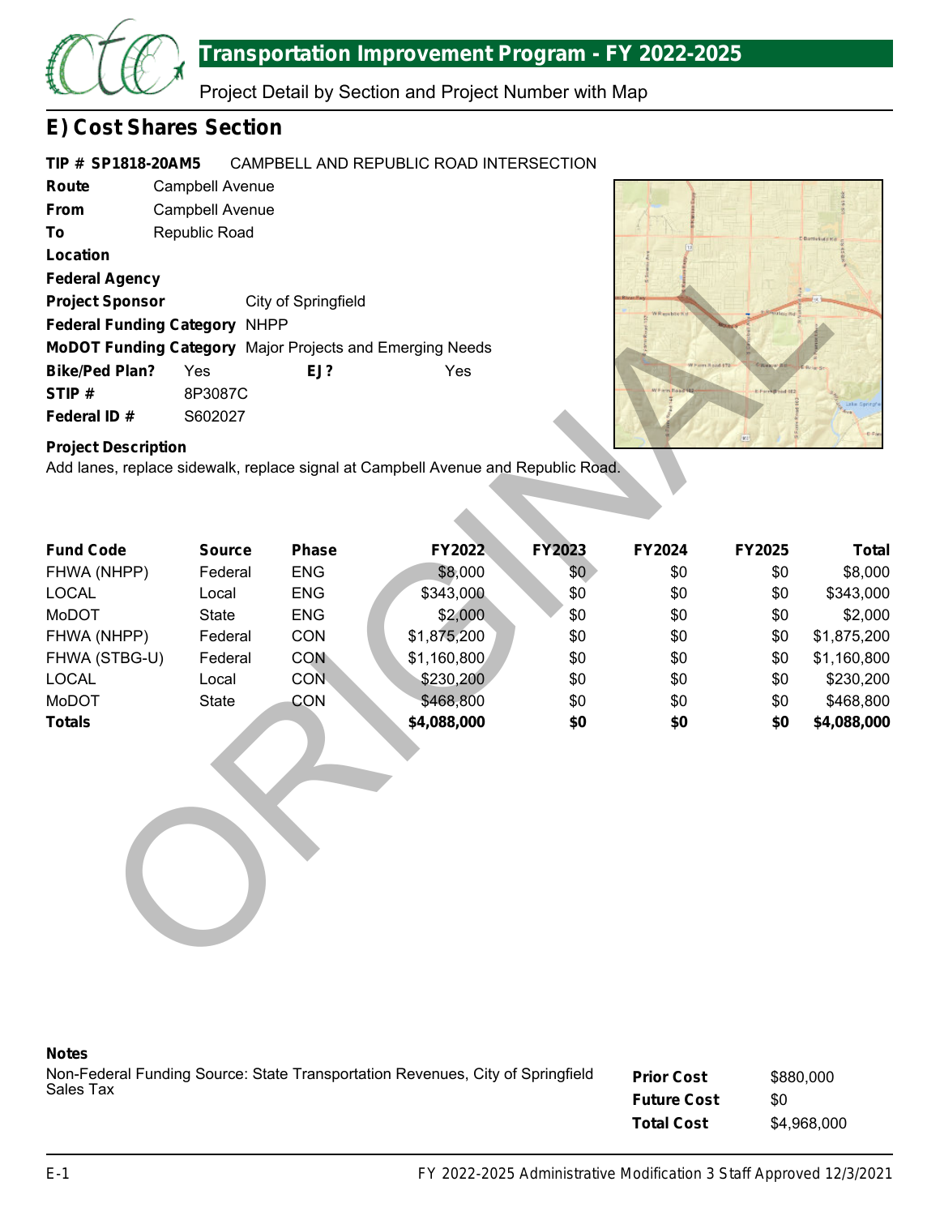## E) Cost Shares Section

**TIP # SP1818-20AM5** CAMPBELL AND REPUBLIC ROAD INTERSECTION

**Route** Campbell Avenue
**From** Campbell Avenue
**To** Republic Road
**Location**
**Federal Agency**
**Project Sponsor** City of Springfield
**Federal Funding Category** NHPP
**MoDOT Funding Category** Major Projects and Emerging Needs
**Bike/Ped Plan?** Yes **EJ?** Yes
**STIP #** 8P3087C
**Federal ID #** S602027

**Project Description**
Add lanes, replace sidewalk, replace signal at Campbell Avenue and Republic Road.

| Fund Code | Source | Phase | FY2022 | FY2023 | FY2024 | FY2025 | Total |
|---|---|---|---|---|---|---|---|
| FHWA (NHPP) | Federal | ENG | $8,000 | $0 | $0 | $0 | $8,000 |
| LOCAL | Local | ENG | $343,000 | $0 | $0 | $0 | $343,000 |
| MoDOT | State | ENG | $2,000 | $0 | $0 | $0 | $2,000 |
| FHWA (NHPP) | Federal | CON | $1,875,200 | $0 | $0 | $0 | $1,875,200 |
| FHWA (STBG-U) | Federal | CON | $1,160,800 | $0 | $0 | $0 | $1,160,800 |
| LOCAL | Local | CON | $230,200 | $0 | $0 | $0 | $230,200 |
| MoDOT | State | CON | $468,800 | $0 | $0 | $0 | $468,800 |
| **Totals** | | | **$4,088,000** | **$0** | **$0** | **$0** | **$4,088,000** |

**Notes**
Non-Federal Funding Source: State Transportation Revenues, City of Springfield Sales Tax

| | |
|---|---|
| **Prior Cost** | $880,000 |
| **Future Cost** | $0 |
| **Total Cost** | $4,968,000 |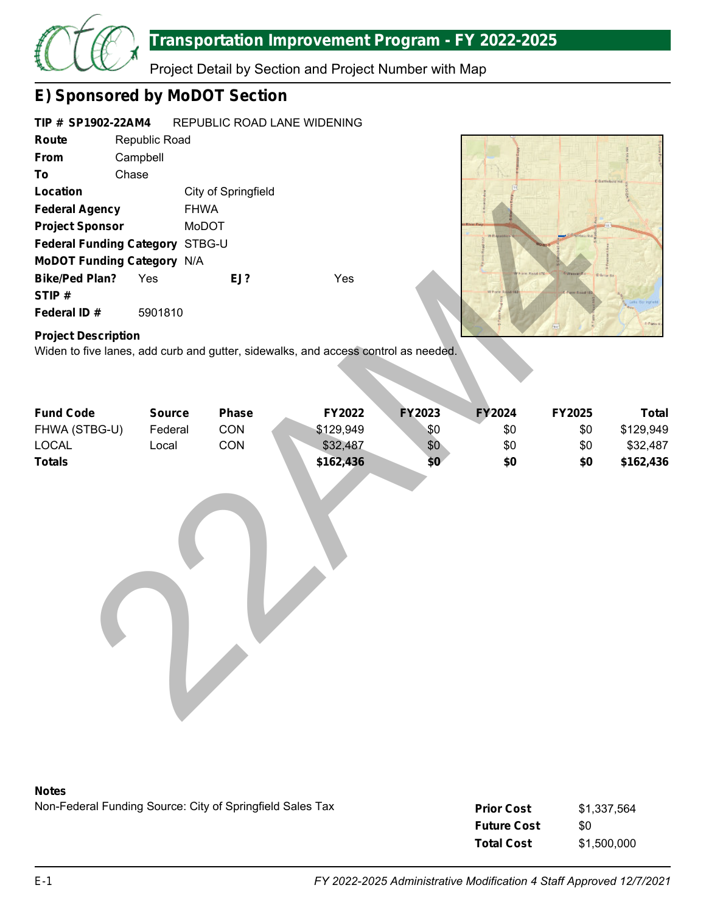# Transportation Improvement Program - FY 2022-2025

Project Detail by Section and Project Number with Map

## E) Sponsored by MoDOT Section

**TIP # SP1902-22AM4** REPUBLIC ROAD LANE WIDENING

**Route** Republic Road
**From** Campbell
**To** Chase
**Location** City of Springfield
**Federal Agency** FHWA
**Project Sponsor** MoDOT
**Federal Funding Category** STBG-U
**MoDOT Funding Category** N/A
**Bike/Ped Plan?** Yes **EJ?** Yes
**STIP #**
**Federal ID #** 5901810

**Project Description**
Widen to five lanes, add curb and gutter, sidewalks, and access control as needed.

| Fund Code | Source | Phase | FY2022 | FY2023 | FY2024 | FY2025 | Total |
|---|---|---|---|---|---|---|---|
| FHWA (STBG-U) | Federal | CON | $129,949 | $0 | $0 | $0 | $129,949 |
| LOCAL | Local | CON | $32,487 | $0 | $0 | $0 | $32,487 |
| **Totals** | | | **$162,436** | **$0** | **$0** | **$0** | **$162,436** |

**Notes**
Non-Federal Funding Source: City of Springfield Sales Tax

| | |
|---|---|
| **Prior Cost** | $1,337,564 |
| **Future Cost** | $0 |
| **Total Cost** | $1,500,000 |

*FY 2022-2025 Administrative Modification 4 Staff Approved 12/7/2021*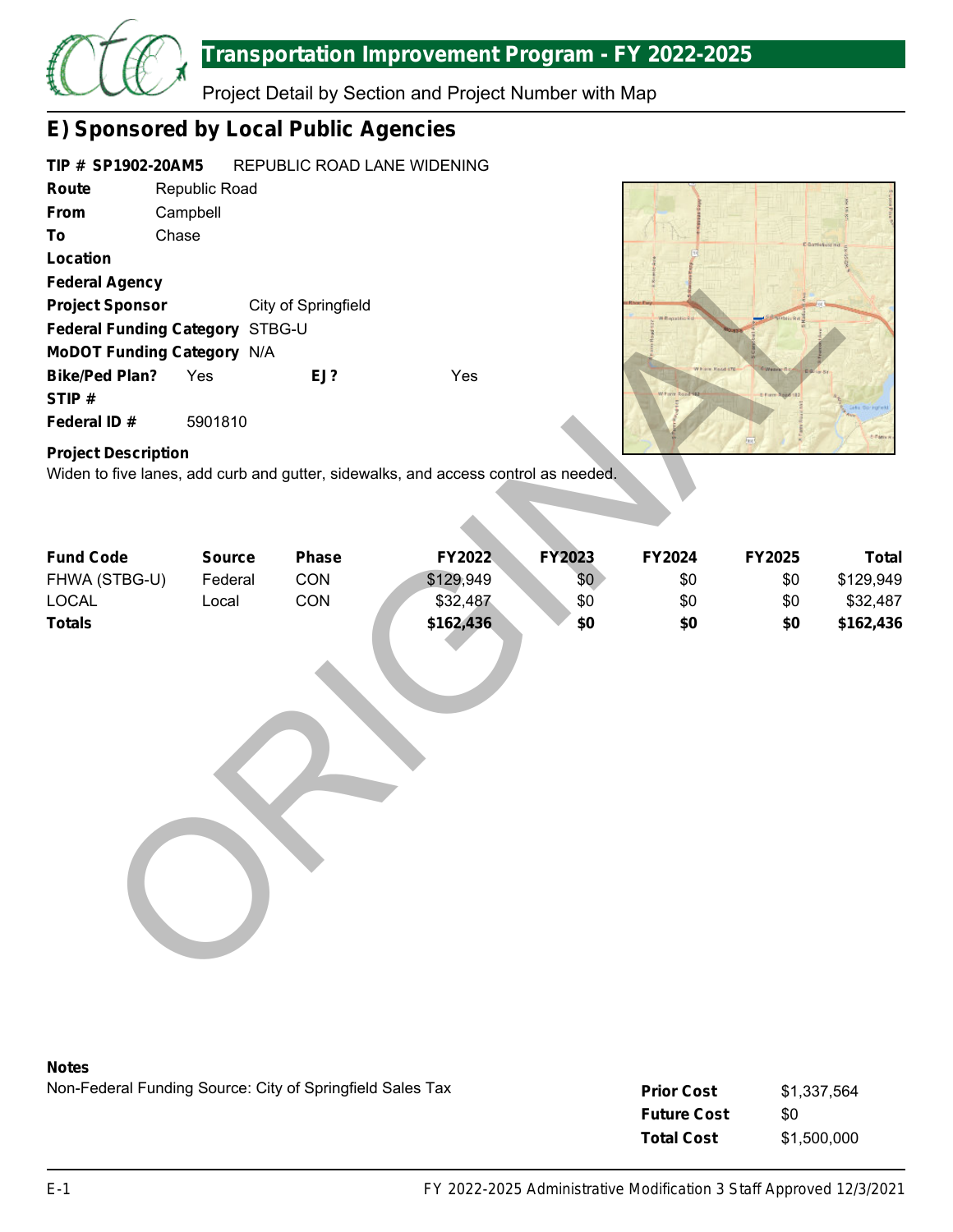# Transportation Improvement Program - FY 2022-2025

Project Detail by Section and Project Number with Map

## E) Sponsored by Local Public Agencies

**TIP # SP1902-20AM5** REPUBLIC ROAD LANE WIDENING

**Route** Republic Road
**From** Campbell
**To** Chase
**Location**
**Federal Agency**
**Project Sponsor** City of Springfield
**Federal Funding Category** STBG-U
**MoDOT Funding Category** N/A
**Bike/Ped Plan?** Yes **EJ?** Yes
**STIP #**
**Federal ID #** 5901810

**Project Description**
Widen to five lanes, add curb and gutter, sidewalks, and access control as needed.

| Fund Code | Source | Phase | FY2022 | FY2023 | FY2024 | FY2025 | Total |
|---|---|---|---|---|---|---|---|
| FHWA (STBG-U) | Federal | CON | $129,949 | $0 | $0 | $0 | $129,949 |
| LOCAL | Local | CON | $32,487 | $0 | $0 | $0 | $32,487 |
| **Totals** | | | **$162,436** | **$0** | **$0** | **$0** | **$162,436** |

**Notes**
Non-Federal Funding Source: City of Springfield Sales Tax

| | |
|---|---|
| **Prior Cost** | $1,337,564 |
| **Future Cost** | $0 |
| **Total Cost** | $1,500,000 |

ORIGINAL

FY 2022-2025 Administrative Modification 3 Staff Approved 12/3/2021